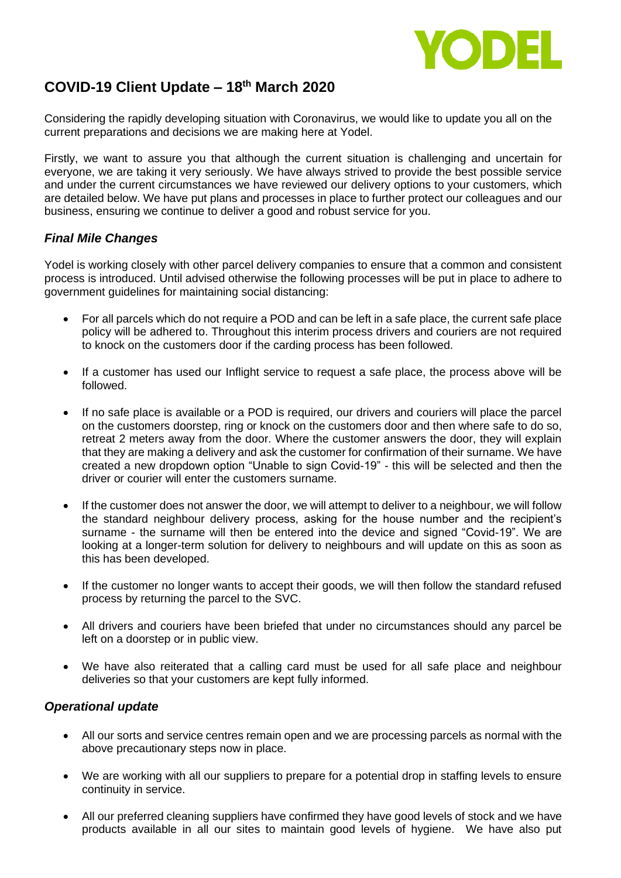YODEL

# COVID-19 Client Update – 18th March 2020

Considering the rapidly developing situation with Coronavirus, we would like to update you all on the current preparations and decisions we are making here at Yodel.

Firstly, we want to assure you that although the current situation is challenging and uncertain for everyone, we are taking it very seriously. We have always strived to provide the best possible service and under the current circumstances we have reviewed our delivery options to your customers, which are detailed below. We have put plans and processes in place to further protect our colleagues and our business, ensuring we continue to deliver a good and robust service for you.

### *Final Mile Changes*

Yodel is working closely with other parcel delivery companies to ensure that a common and consistent process is introduced. Until advised otherwise the following processes will be put in place to adhere to government guidelines for maintaining social distancing:

- For all parcels which do not require a POD and can be left in a safe place, the current safe place policy will be adhered to. Throughout this interim process drivers and couriers are not required to knock on the customers door if the carding process has been followed.
- If a customer has used our Inflight service to request a safe place, the process above will be followed.
- If no safe place is available or a POD is required, our drivers and couriers will place the parcel on the customers doorstep, ring or knock on the customers door and then where safe to do so, retreat 2 meters away from the door. Where the customer answers the door, they will explain that they are making a delivery and ask the customer for confirmation of their surname. We have created a new dropdown option "Unable to sign Covid-19" - this will be selected and then the driver or courier will enter the customers surname.
- If the customer does not answer the door, we will attempt to deliver to a neighbour, we will follow the standard neighbour delivery process, asking for the house number and the recipient's surname - the surname will then be entered into the device and signed "Covid-19". We are looking at a longer-term solution for delivery to neighbours and will update on this as soon as this has been developed.
- If the customer no longer wants to accept their goods, we will then follow the standard refused process by returning the parcel to the SVC.
- All drivers and couriers have been briefed that under no circumstances should any parcel be left on a doorstep or in public view.
- We have also reiterated that a calling card must be used for all safe place and neighbour deliveries so that your customers are kept fully informed.

### *Operational update*

- All our sorts and service centres remain open and we are processing parcels as normal with the above precautionary steps now in place.
- We are working with all our suppliers to prepare for a potential drop in staffing levels to ensure continuity in service.
- All our preferred cleaning suppliers have confirmed they have good levels of stock and we have products available in all our sites to maintain good levels of hygiene. We have also put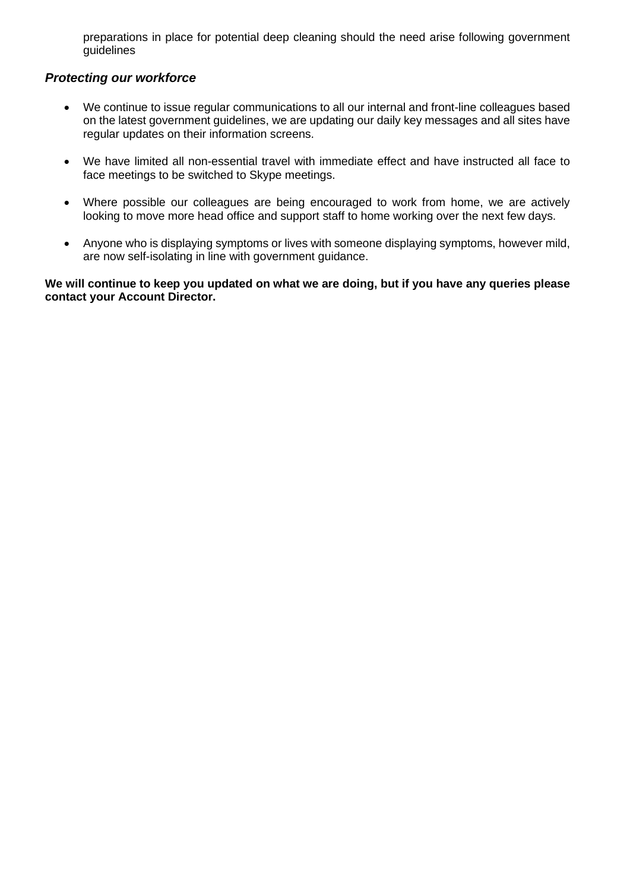preparations in place for potential deep cleaning should the need arise following government guidelines

### *Protecting our workforce*

- We continue to issue regular communications to all our internal and front-line colleagues based on the latest government guidelines, we are updating our daily key messages and all sites have regular updates on their information screens.

- We have limited all non-essential travel with immediate effect and have instructed all face to face meetings to be switched to Skype meetings.

- Where possible our colleagues are being encouraged to work from home, we are actively looking to move more head office and support staff to home working over the next few days.

- Anyone who is displaying symptoms or lives with someone displaying symptoms, however mild, are now self-isolating in line with government guidance.

**We will continue to keep you updated on what we are doing, but if you have any queries please contact your Account Director.**